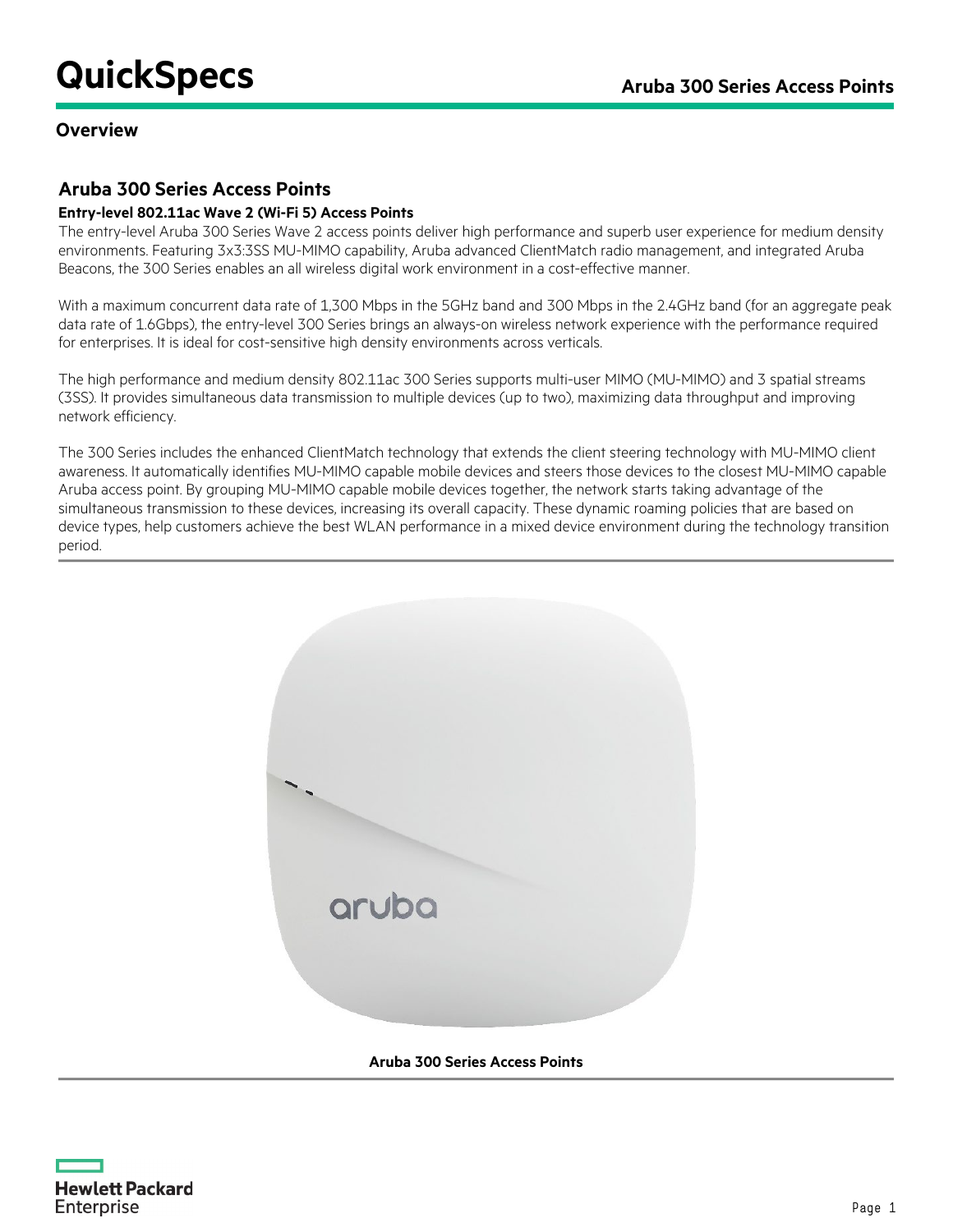# QuickSpecs

## Overview

### Aruba 300 Series Access Points

**Entry-level 802.11ac Wave 2 (Wi-Fi 5) Access Points**

The entry-level Aruba 300 Series Wave 2 access points deliver high performance and superb user experience for medium density environments. Featuring 3x3:3SS MU-MIMO capability, Aruba advanced ClientMatch radio management, and integrated Aruba Beacons, the 300 Series enables an all wireless digital work environment in a cost-effective manner.

With a maximum concurrent data rate of 1,300 Mbps in the 5GHz band and 300 Mbps in the 2.4GHz band (for an aggregate peak data rate of 1.6Gbps), the entry-level 300 Series brings an always-on wireless network experience with the performance required for enterprises. It is ideal for cost-sensitive high density environments across verticals.

The high performance and medium density 802.11ac 300 Series supports multi-user MIMO (MU-MIMO) and 3 spatial streams (3SS). It provides simultaneous data transmission to multiple devices (up to two), maximizing data throughput and improving network efficiency.

The 300 Series includes the enhanced ClientMatch technology that extends the client steering technology with MU-MIMO client awareness. It automatically identifies MU-MIMO capable mobile devices and steers those devices to the closest MU-MIMO capable Aruba access point. By grouping MU-MIMO capable mobile devices together, the network starts taking advantage of the simultaneous transmission to these devices, increasing its overall capacity. These dynamic roaming policies that are based on device types, help customers achieve the best WLAN performance in a mixed device environment during the technology transition period.

**Aruba 300 Series Access Points**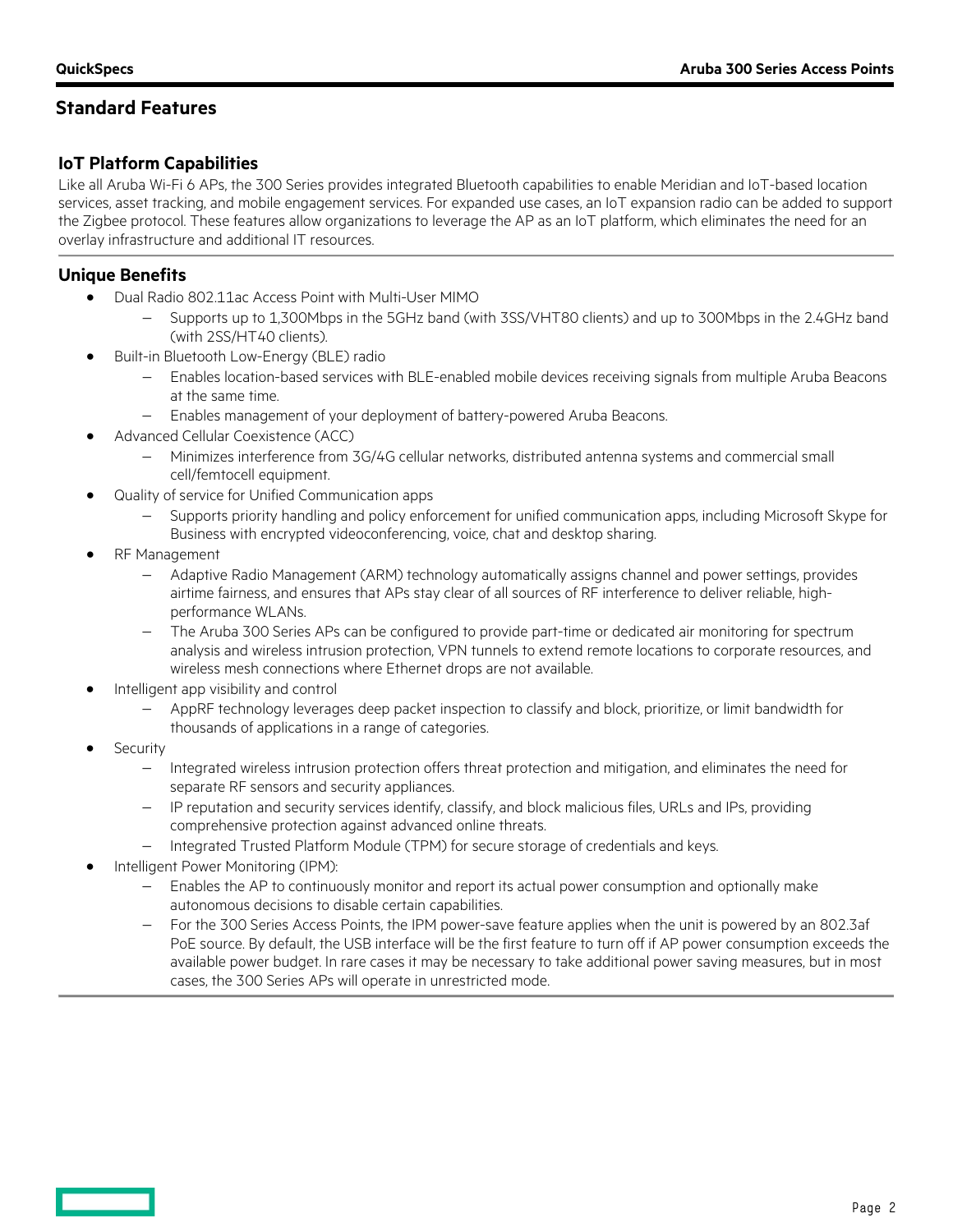## Standard Features

### IoT Platform Capabilities

Like all Aruba Wi-Fi 6 APs, the 300 Series provides integrated Bluetooth capabilities to enable Meridian and IoT-based location services, asset tracking, and mobile engagement services. For expanded use cases, an IoT expansion radio can be added to support the Zigbee protocol. These features allow organizations to leverage the AP as an IoT platform, which eliminates the need for an overlay infrastructure and additional IT resources.

### Unique Benefits

- Dual Radio 802.11ac Access Point with Multi-User MIMO
  - Supports up to 1,300Mbps in the 5GHz band (with 3SS/VHT80 clients) and up to 300Mbps in the 2.4GHz band (with 2SS/HT40 clients).
- Built-in Bluetooth Low-Energy (BLE) radio
  - Enables location-based services with BLE-enabled mobile devices receiving signals from multiple Aruba Beacons at the same time.
  - Enables management of your deployment of battery-powered Aruba Beacons.
- Advanced Cellular Coexistence (ACC)
  - Minimizes interference from 3G/4G cellular networks, distributed antenna systems and commercial small cell/femtocell equipment.
- Quality of service for Unified Communication apps
  - Supports priority handling and policy enforcement for unified communication apps, including Microsoft Skype for Business with encrypted videoconferencing, voice, chat and desktop sharing.
- RF Management
  - Adaptive Radio Management (ARM) technology automatically assigns channel and power settings, provides airtime fairness, and ensures that APs stay clear of all sources of RF interference to deliver reliable, high-performance WLANs.
  - The Aruba 300 Series APs can be configured to provide part-time or dedicated air monitoring for spectrum analysis and wireless intrusion protection, VPN tunnels to extend remote locations to corporate resources, and wireless mesh connections where Ethernet drops are not available.
- Intelligent app visibility and control
  - AppRF technology leverages deep packet inspection to classify and block, prioritize, or limit bandwidth for thousands of applications in a range of categories.
- Security
  - Integrated wireless intrusion protection offers threat protection and mitigation, and eliminates the need for separate RF sensors and security appliances.
  - IP reputation and security services identify, classify, and block malicious files, URLs and IPs, providing comprehensive protection against advanced online threats.
  - Integrated Trusted Platform Module (TPM) for secure storage of credentials and keys.
- Intelligent Power Monitoring (IPM):
  - Enables the AP to continuously monitor and report its actual power consumption and optionally make autonomous decisions to disable certain capabilities.
  - For the 300 Series Access Points, the IPM power-save feature applies when the unit is powered by an 802.3af PoE source. By default, the USB interface will be the first feature to turn off if AP power consumption exceeds the available power budget. In rare cases it may be necessary to take additional power saving measures, but in most cases, the 300 Series APs will operate in unrestricted mode.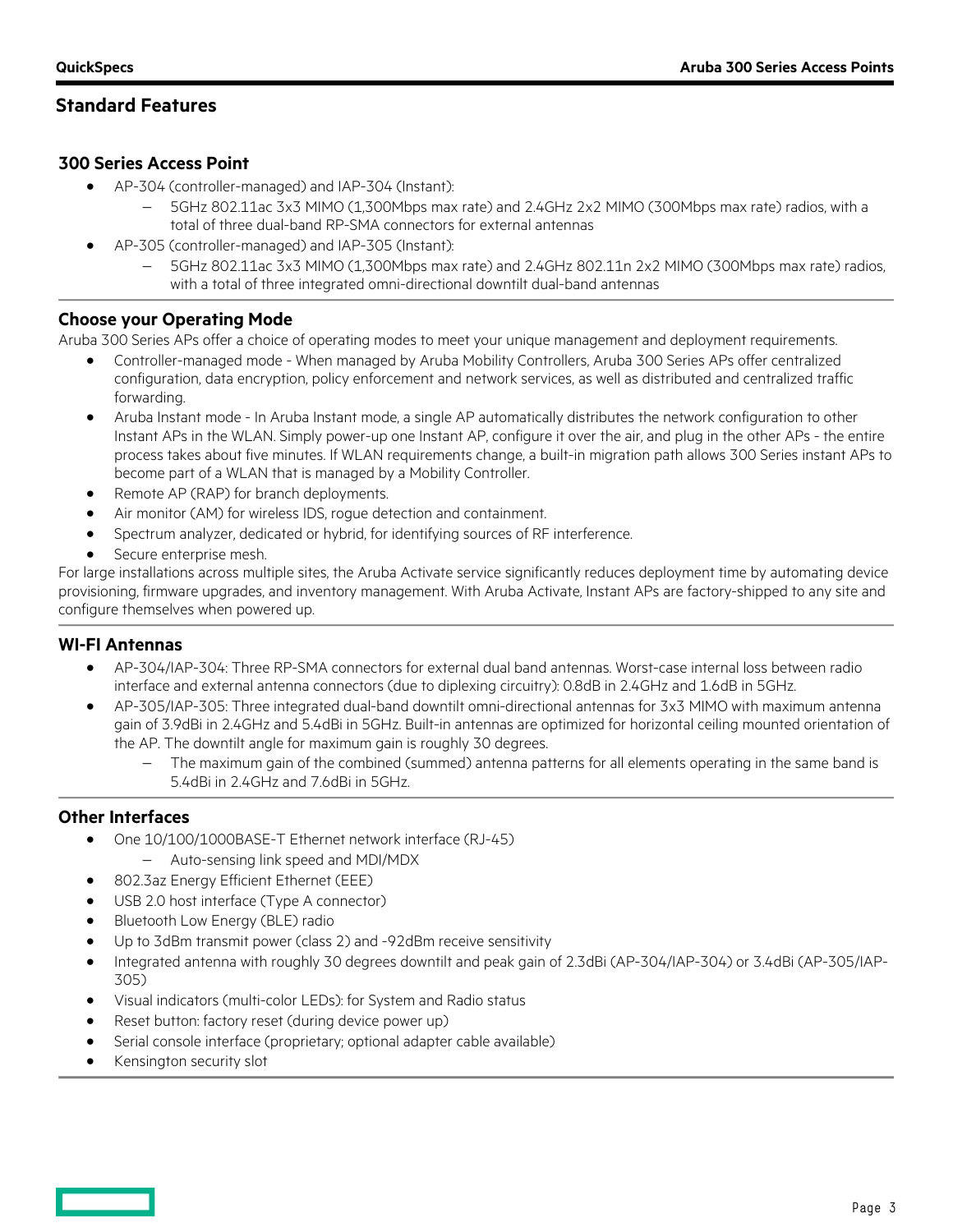## Standard Features

### 300 Series Access Point

- AP-304 (controller-managed) and IAP-304 (Instant):
  - 5GHz 802.11ac 3x3 MIMO (1,300Mbps max rate) and 2.4GHz 2x2 MIMO (300Mbps max rate) radios, with a total of three dual-band RP-SMA connectors for external antennas
- AP-305 (controller-managed) and IAP-305 (Instant):
  - 5GHz 802.11ac 3x3 MIMO (1,300Mbps max rate) and 2.4GHz 802.11n 2x2 MIMO (300Mbps max rate) radios, with a total of three integrated omni-directional downtilt dual-band antennas

### Choose your Operating Mode

Aruba 300 Series APs offer a choice of operating modes to meet your unique management and deployment requirements.

- Controller-managed mode - When managed by Aruba Mobility Controllers, Aruba 300 Series APs offer centralized configuration, data encryption, policy enforcement and network services, as well as distributed and centralized traffic forwarding.
- Aruba Instant mode - In Aruba Instant mode, a single AP automatically distributes the network configuration to other Instant APs in the WLAN. Simply power-up one Instant AP, configure it over the air, and plug in the other APs - the entire process takes about five minutes. If WLAN requirements change, a built-in migration path allows 300 Series instant APs to become part of a WLAN that is managed by a Mobility Controller.
- Remote AP (RAP) for branch deployments.
- Air monitor (AM) for wireless IDS, rogue detection and containment.
- Spectrum analyzer, dedicated or hybrid, for identifying sources of RF interference.
- Secure enterprise mesh.

For large installations across multiple sites, the Aruba Activate service significantly reduces deployment time by automating device provisioning, firmware upgrades, and inventory management. With Aruba Activate, Instant APs are factory-shipped to any site and configure themselves when powered up.

### WI-FI Antennas

- AP-304/IAP-304: Three RP-SMA connectors for external dual band antennas. Worst-case internal loss between radio interface and external antenna connectors (due to diplexing circuitry): 0.8dB in 2.4GHz and 1.6dB in 5GHz.
- AP-305/IAP-305: Three integrated dual-band downtilt omni-directional antennas for 3x3 MIMO with maximum antenna gain of 3.9dBi in 2.4GHz and 5.4dBi in 5GHz. Built-in antennas are optimized for horizontal ceiling mounted orientation of the AP. The downtilt angle for maximum gain is roughly 30 degrees.
  - The maximum gain of the combined (summed) antenna patterns for all elements operating in the same band is 5.4dBi in 2.4GHz and 7.6dBi in 5GHz.

### Other Interfaces

- One 10/100/1000BASE-T Ethernet network interface (RJ-45)
  - Auto-sensing link speed and MDI/MDX
- 802.3az Energy Efficient Ethernet (EEE)
- USB 2.0 host interface (Type A connector)
- Bluetooth Low Energy (BLE) radio
- Up to 3dBm transmit power (class 2) and -92dBm receive sensitivity
- Integrated antenna with roughly 30 degrees downtilt and peak gain of 2.3dBi (AP-304/IAP-304) or 3.4dBi (AP-305/IAP-305)
- Visual indicators (multi-color LEDs): for System and Radio status
- Reset button: factory reset (during device power up)
- Serial console interface (proprietary; optional adapter cable available)
- Kensington security slot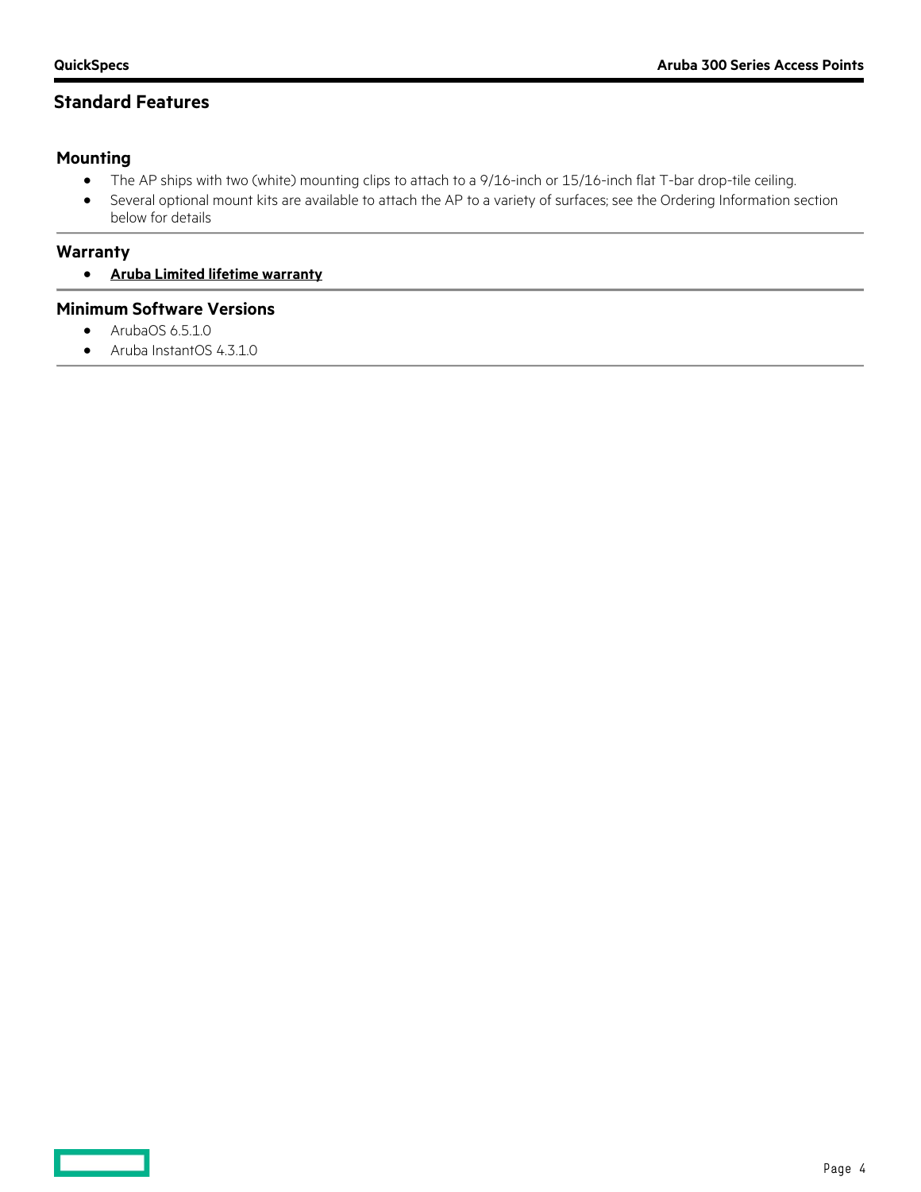## Standard Features

### Mounting

- The AP ships with two (white) mounting clips to attach to a 9/16-inch or 15/16-inch flat T-bar drop-tile ceiling.
- Several optional mount kits are available to attach the AP to a variety of surfaces; see the Ordering Information section below for details

### Warranty

- **Aruba Limited lifetime warranty**

### Minimum Software Versions

- ArubaOS 6.5.1.0
- Aruba InstantOS 4.3.1.0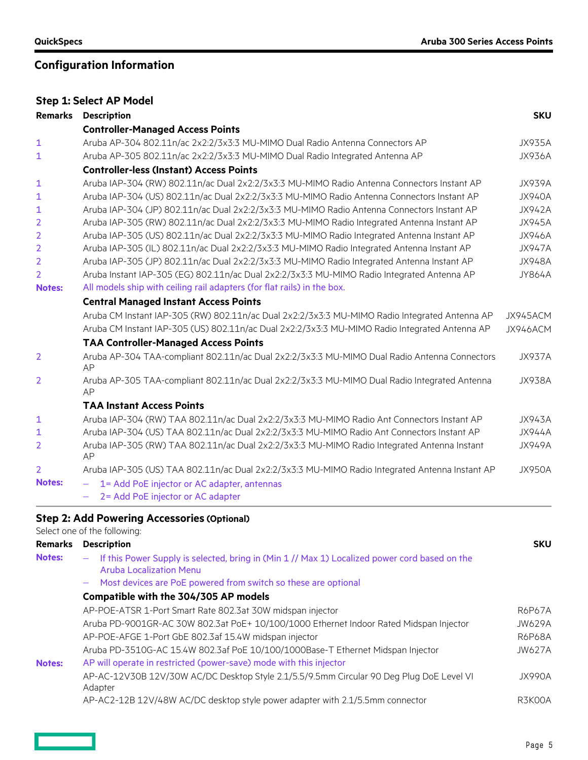## Configuration Information

### Step 1: Select AP Model

| Remarks | Description | SKU |
|---|---|---|
| | **Controller-Managed Access Points** | |
| 1 | Aruba AP-304 802.11n/ac 2x2:2/3x3:3 MU-MIMO Dual Radio Antenna Connectors AP | JX935A |
| 1 | Aruba AP-305 802.11n/ac 2x2:2/3x3:3 MU-MIMO Dual Radio Integrated Antenna AP | JX936A |
| | **Controller-less (Instant) Access Points** | |
| 1 | Aruba IAP-304 (RW) 802.11n/ac Dual 2x2:2/3x3:3 MU-MIMO Radio Antenna Connectors Instant AP | JX939A |
| 1 | Aruba IAP-304 (US) 802.11n/ac Dual 2x2:2/3x3:3 MU-MIMO Radio Antenna Connectors Instant AP | JX940A |
| 1 | Aruba IAP-304 (JP) 802.11n/ac Dual 2x2:2/3x3:3 MU-MIMO Radio Antenna Connectors Instant AP | JX942A |
| 2 | Aruba IAP-305 (RW) 802.11n/ac Dual 2x2:2/3x3:3 MU-MIMO Radio Integrated Antenna Instant AP | JX945A |
| 2 | Aruba IAP-305 (US) 802.11n/ac Dual 2x2:2/3x3:3 MU-MIMO Radio Integrated Antenna Instant AP | JX946A |
| 2 | Aruba IAP-305 (IL) 802.11n/ac Dual 2x2:2/3x3:3 MU-MIMO Radio Integrated Antenna Instant AP | JX947A |
| 2 | Aruba IAP-305 (JP) 802.11n/ac Dual 2x2:2/3x3:3 MU-MIMO Radio Integrated Antenna Instant AP | JX948A |
| 2 | Aruba Instant IAP-305 (EG) 802.11n/ac Dual 2x2:2/3x3:3 MU-MIMO Radio Integrated Antenna AP | JY864A |
| **Notes:** | All models ship with ceiling rail adapters (for flat rails) in the box. | |
| | **Central Managed Instant Access Points** | |
| | Aruba CM Instant IAP-305 (RW) 802.11n/ac Dual 2x2:2/3x3:3 MU-MIMO Radio Integrated Antenna AP | JX945ACM |
| | Aruba CM Instant IAP-305 (US) 802.11n/ac Dual 2x2:2/3x3:3 MU-MIMO Radio Integrated Antenna AP | JX946ACM |
| | **TAA Controller-Managed Access Points** | |
| 2 | Aruba AP-304 TAA-compliant 802.11n/ac Dual 2x2:2/3x3:3 MU-MIMO Dual Radio Antenna Connectors AP | JX937A |
| 2 | Aruba AP-305 TAA-compliant 802.11n/ac Dual 2x2:2/3x3:3 MU-MIMO Dual Radio Integrated Antenna AP | JX938A |
| | **TAA Instant Access Points** | |
| 1 | Aruba IAP-304 (RW) TAA 802.11n/ac Dual 2x2:2/3x3:3 MU-MIMO Radio Ant Connectors Instant AP | JX943A |
| 1 | Aruba IAP-304 (US) TAA 802.11n/ac Dual 2x2:2/3x3:3 MU-MIMO Radio Ant Connectors Instant AP | JX944A |
| 2 | Aruba IAP-305 (RW) TAA 802.11n/ac Dual 2x2:2/3x3:3 MU-MIMO Radio Integrated Antenna Instant AP | JX949A |
| 2 | Aruba IAP-305 (US) TAA 802.11n/ac Dual 2x2:2/3x3:3 MU-MIMO Radio Integrated Antenna Instant AP | JX950A |
| **Notes:** | – 1= Add PoE injector or AC adapter, antennas<br>– 2= Add PoE injector or AC adapter | |

### Step 2: Add Powering Accessories (Optional)

Select one of the following:

| Remarks | Description | SKU |
|---|---|---|
| **Notes:** | – If this Power Supply is selected, bring in (Min 1 // Max 1) Localized power cord based on the Aruba Localization Menu<br>– Most devices are PoE powered from switch so these are optional | |
| | **Compatible with the 304/305 AP models** | |
| | AP-POE-ATSR 1-Port Smart Rate 802.3at 30W midspan injector | R6P67A |
| | Aruba PD-9001GR-AC 30W 802.3at PoE+ 10/100/1000 Ethernet Indoor Rated Midspan Injector | JW629A |
| | AP-POE-AFGE 1-Port GbE 802.3af 15.4W midspan injector | R6P68A |
| | Aruba PD-3510G-AC 15.4W 802.3af PoE 10/100/1000Base-T Ethernet Midspan Injector | JW627A |
| **Notes:** | AP will operate in restricted (power-save) mode with this injector | |
| | AP-AC-12V30B 12V/30W AC/DC Desktop Style 2.1/5.5/9.5mm Circular 90 Deg Plug DoE Level VI Adapter | JX990A |
| | AP-AC2-12B 12V/48W AC/DC desktop style power adapter with 2.1/5.5mm connector | R3K00A |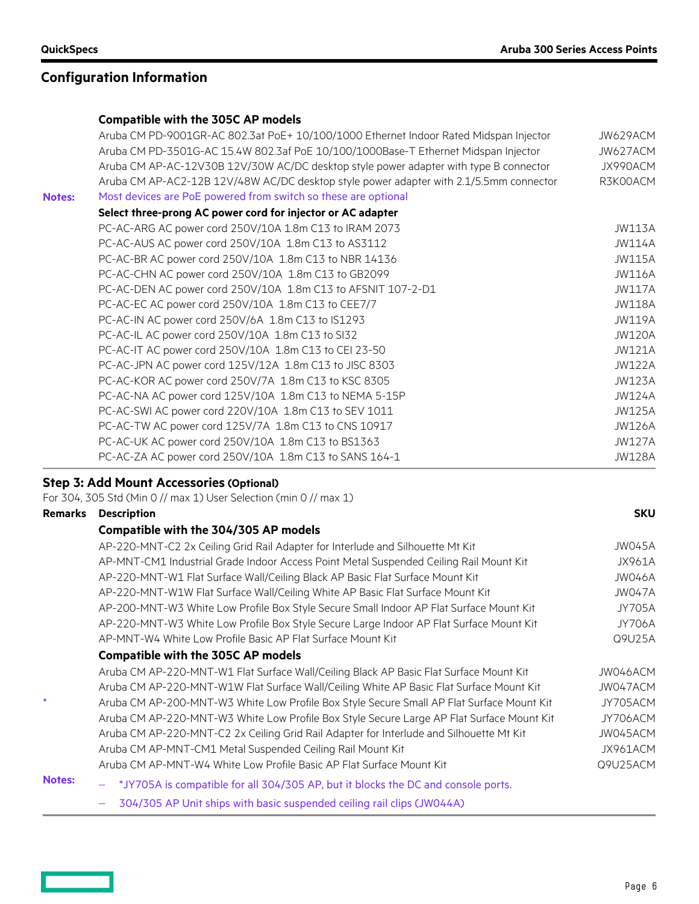## Configuration Information

| Remarks | Description | SKU |
|---|---|---|
| | **Compatible with the 305C AP models** | |
| | Aruba CM PD-9001GR-AC 802.3at PoE+ 10/100/1000 Ethernet Indoor Rated Midspan Injector | JW629ACM |
| | Aruba CM PD-3501G-AC 15.4W 802.3af PoE 10/100/1000Base-T Ethernet Midspan Injector | JW627ACM |
| | Aruba CM AP-AC-12V30B 12V/30W AC/DC desktop style power adapter with type B connector | JX990ACM |
| | Aruba CM AP-AC2-12B 12V/48W AC/DC desktop style power adapter with 2.1/5.5mm connector | R3K00ACM |
| **Notes:** | Most devices are PoE powered from switch so these are optional | |
| | **Select three-prong AC power cord for injector or AC adapter** | |
| | PC-AC-ARG AC power cord 250V/10A 1.8m C13 to IRAM 2073 | JW113A |
| | PC-AC-AUS AC power cord 250V/10A 1.8m C13 to AS3112 | JW114A |
| | PC-AC-BR AC power cord 250V/10A 1.8m C13 to NBR 14136 | JW115A |
| | PC-AC-CHN AC power cord 250V/10A 1.8m C13 to GB2099 | JW116A |
| | PC-AC-DEN AC power cord 250V/10A 1.8m C13 to AFSNIT 107-2-D1 | JW117A |
| | PC-AC-EC AC power cord 250V/10A 1.8m C13 to CEE7/7 | JW118A |
| | PC-AC-IN AC power cord 250V/6A 1.8m C13 to IS1293 | JW119A |
| | PC-AC-IL AC power cord 250V/10A 1.8m C13 to SI32 | JW120A |
| | PC-AC-IT AC power cord 250V/10A 1.8m C13 to CEI 23-50 | JW121A |
| | PC-AC-JPN AC power cord 125V/12A 1.8m C13 to JISC 8303 | JW122A |
| | PC-AC-KOR AC power cord 250V/7A 1.8m C13 to KSC 8305 | JW123A |
| | PC-AC-NA AC power cord 125V/10A 1.8m C13 to NEMA 5-15P | JW124A |
| | PC-AC-SWI AC power cord 220V/10A 1.8m C13 to SEV 1011 | JW125A |
| | PC-AC-TW AC power cord 125V/7A 1.8m C13 to CNS 10917 | JW126A |
| | PC-AC-UK AC power cord 250V/10A 1.8m C13 to BS1363 | JW127A |
| | PC-AC-ZA AC power cord 250V/10A 1.8m C13 to SANS 164-1 | JW128A |

### Step 3: Add Mount Accessories (Optional)

For 304, 305 Std (Min 0 // max 1) User Selection (min 0 // max 1)

| Remarks | Description | SKU |
|---|---|---|
| | **Compatible with the 304/305 AP models** | |
| | AP-220-MNT-C2 2x Ceiling Grid Rail Adapter for Interlude and Silhouette Mt Kit | JW045A |
| | AP-MNT-CM1 Industrial Grade Indoor Access Point Metal Suspended Ceiling Rail Mount Kit | JX961A |
| | AP-220-MNT-W1 Flat Surface Wall/Ceiling Black AP Basic Flat Surface Mount Kit | JW046A |
| | AP-220-MNT-W1W Flat Surface Wall/Ceiling White AP Basic Flat Surface Mount Kit | JW047A |
| | AP-200-MNT-W3 White Low Profile Box Style Secure Small Indoor AP Flat Surface Mount Kit | JY705A |
| | AP-220-MNT-W3 White Low Profile Box Style Secure Large Indoor AP Flat Surface Mount Kit | JY706A |
| | AP-MNT-W4 White Low Profile Basic AP Flat Surface Mount Kit | Q9U25A |
| | **Compatible with the 305C AP models** | |
| | Aruba CM AP-220-MNT-W1 Flat Surface Wall/Ceiling Black AP Basic Flat Surface Mount Kit | JW046ACM |
| | Aruba CM AP-220-MNT-W1W Flat Surface Wall/Ceiling White AP Basic Flat Surface Mount Kit | JW047ACM |
| * | Aruba CM AP-200-MNT-W3 White Low Profile Box Style Secure Small AP Flat Surface Mount Kit | JY705ACM |
| | Aruba CM AP-220-MNT-W3 White Low Profile Box Style Secure Large AP Flat Surface Mount Kit | JY706ACM |
| | Aruba CM AP-220-MNT-C2 2x Ceiling Grid Rail Adapter for Interlude and Silhouette Mt Kit | JW045ACM |
| | Aruba CM AP-MNT-CM1 Metal Suspended Ceiling Rail Mount Kit | JX961ACM |
| | Aruba CM AP-MNT-W4 White Low Profile Basic AP Flat Surface Mount Kit | Q9U25ACM |

**Notes:**

- *JY705A is compatible for all 304/305 AP, but it blocks the DC and console ports.
- 304/305 AP Unit ships with basic suspended ceiling rail clips (JW044A)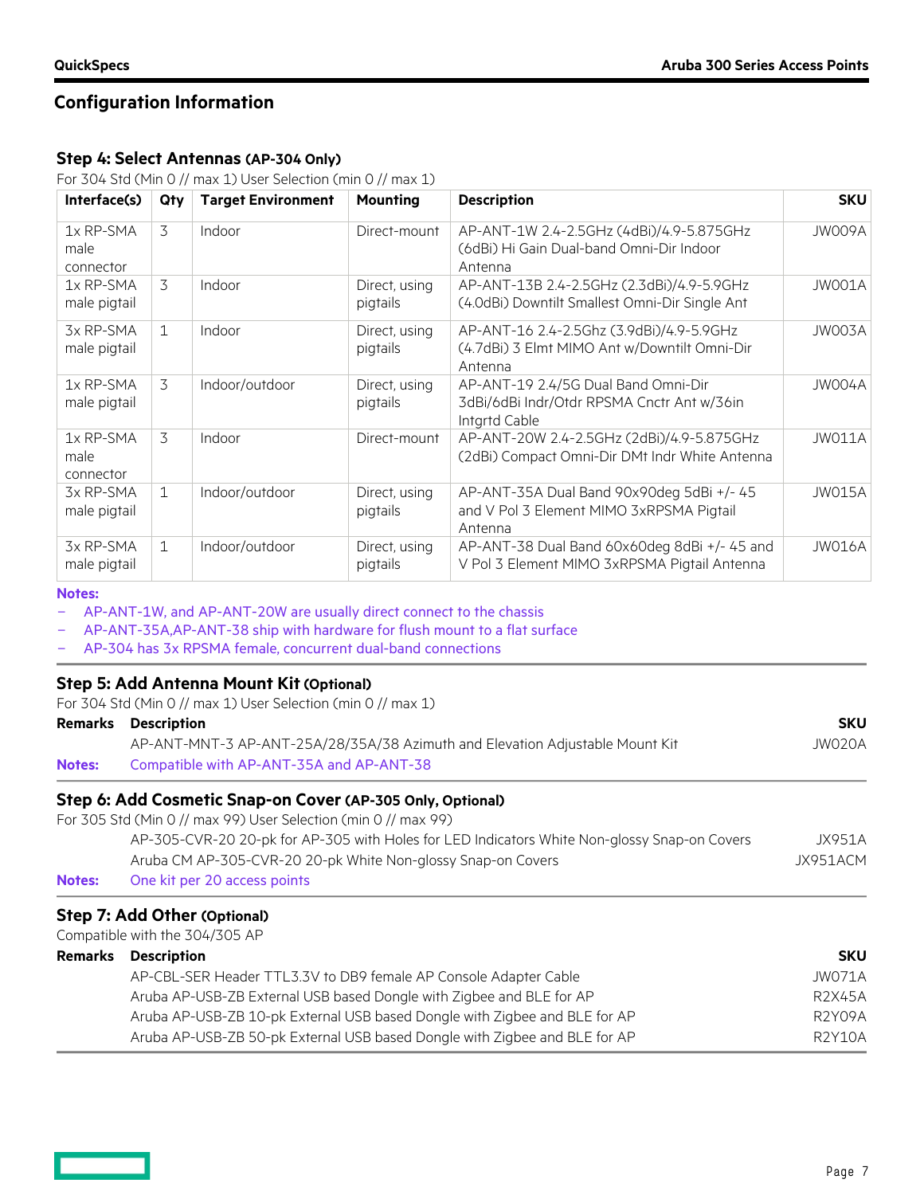## Configuration Information

### Step 4: Select Antennas (AP-304 Only)

For 304 Std (Min 0 // max 1) User Selection (min 0 // max 1)

| Interface(s) | Qty | Target Environment | Mounting | Description | SKU |
|---|---|---|---|---|---|
| 1x RP-SMA male connector | 3 | Indoor | Direct-mount | AP-ANT-1W 2.4-2.5GHz (4dBi)/4.9-5.875GHz (6dBi) Hi Gain Dual-band Omni-Dir Indoor Antenna | JW009A |
| 1x RP-SMA male pigtail | 3 | Indoor | Direct, using pigtails | AP-ANT-13B 2.4-2.5GHz (2.3dBi)/4.9-5.9GHz (4.0dBi) Downtilt Smallest Omni-Dir Single Ant | JW001A |
| 3x RP-SMA male pigtail | 1 | Indoor | Direct, using pigtails | AP-ANT-16 2.4-2.5Ghz (3.9dBi)/4.9-5.9GHz (4.7dBi) 3 Elmt MIMO Ant w/Downtilt Omni-Dir Antenna | JW003A |
| 1x RP-SMA male pigtail | 3 | Indoor/outdoor | Direct, using pigtails | AP-ANT-19 2.4/5G Dual Band Omni-Dir 3dBi/6dBi Indr/Otdr RPSMA Cnctr Ant w/36in Intgrtd Cable | JW004A |
| 1x RP-SMA male connector | 3 | Indoor | Direct-mount | AP-ANT-20W 2.4-2.5GHz (2dBi)/4.9-5.875GHz (2dBi) Compact Omni-Dir DMt Indr White Antenna | JW011A |
| 3x RP-SMA male pigtail | 1 | Indoor/outdoor | Direct, using pigtails | AP-ANT-35A Dual Band 90x90deg 5dBi +/- 45 and V Pol 3 Element MIMO 3xRPSMA Pigtail Antenna | JW015A |
| 3x RP-SMA male pigtail | 1 | Indoor/outdoor | Direct, using pigtails | AP-ANT-38 Dual Band 60x60deg 8dBi +/- 45 and V Pol 3 Element MIMO 3xRPSMA Pigtail Antenna | JW016A |

**Notes:**

- AP-ANT-1W, and AP-ANT-20W are usually direct connect to the chassis
- AP-ANT-35A,AP-ANT-38 ship with hardware for flush mount to a flat surface
- AP-304 has 3x RPSMA female, concurrent dual-band connections

### Step 5: Add Antenna Mount Kit (Optional)

For 304 Std (Min 0 // max 1) User Selection (min 0 // max 1)

| Remarks | Description | SKU |
|---|---|---|
| | AP-ANT-MNT-3 AP-ANT-25A/28/35A/38 Azimuth and Elevation Adjustable Mount Kit | JW020A |
| **Notes:** | Compatible with AP-ANT-35A and AP-ANT-38 | |

### Step 6: Add Cosmetic Snap-on Cover (AP-305 Only, Optional)

For 305 Std (Min 0 // max 99) User Selection (min 0 // max 99)

| Remarks | Description | SKU |
|---|---|---|
| | AP-305-CVR-20 20-pk for AP-305 with Holes for LED Indicators White Non-glossy Snap-on Covers | JX951A |
| | Aruba CM AP-305-CVR-20 20-pk White Non-glossy Snap-on Covers | JX951ACM |
| **Notes:** | One kit per 20 access points | |

### Step 7: Add Other (Optional)

Compatible with the 304/305 AP

| Remarks | Description | SKU |
|---|---|---|
| | AP-CBL-SER Header TTL3.3V to DB9 female AP Console Adapter Cable | JW071A |
| | Aruba AP-USB-ZB External USB based Dongle with Zigbee and BLE for AP | R2X45A |
| | Aruba AP-USB-ZB 10-pk External USB based Dongle with Zigbee and BLE for AP | R2Y09A |
| | Aruba AP-USB-ZB 50-pk External USB based Dongle with Zigbee and BLE for AP | R2Y10A |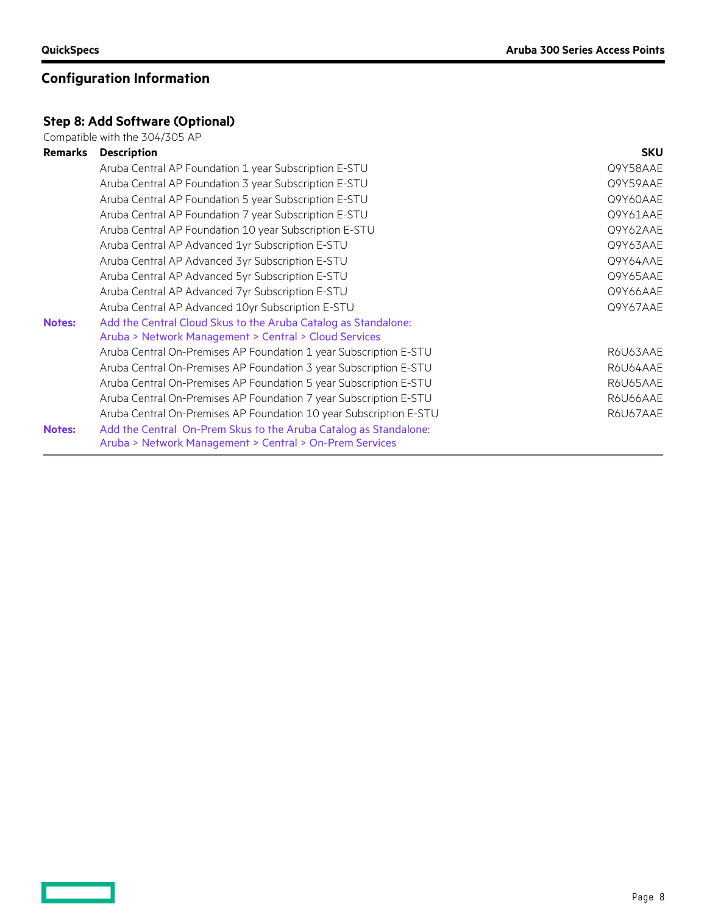## Configuration Information

### Step 8: Add Software (Optional)

Compatible with the 304/305 AP

| Remarks | Description | SKU |
|---|---|---|
| | Aruba Central AP Foundation 1 year Subscription E-STU | Q9Y58AAE |
| | Aruba Central AP Foundation 3 year Subscription E-STU | Q9Y59AAE |
| | Aruba Central AP Foundation 5 year Subscription E-STU | Q9Y60AAE |
| | Aruba Central AP Foundation 7 year Subscription E-STU | Q9Y61AAE |
| | Aruba Central AP Foundation 10 year Subscription E-STU | Q9Y62AAE |
| | Aruba Central AP Advanced 1yr Subscription E-STU | Q9Y63AAE |
| | Aruba Central AP Advanced 3yr Subscription E-STU | Q9Y64AAE |
| | Aruba Central AP Advanced 5yr Subscription E-STU | Q9Y65AAE |
| | Aruba Central AP Advanced 7yr Subscription E-STU | Q9Y66AAE |
| | Aruba Central AP Advanced 10yr Subscription E-STU | Q9Y67AAE |
| **Notes:** | Add the Central Cloud Skus to the Aruba Catalog as Standalone: Aruba > Network Management > Central > Cloud Services | |
| | Aruba Central On-Premises AP Foundation 1 year Subscription E-STU | R6U63AAE |
| | Aruba Central On-Premises AP Foundation 3 year Subscription E-STU | R6U64AAE |
| | Aruba Central On-Premises AP Foundation 5 year Subscription E-STU | R6U65AAE |
| | Aruba Central On-Premises AP Foundation 7 year Subscription E-STU | R6U66AAE |
| | Aruba Central On-Premises AP Foundation 10 year Subscription E-STU | R6U67AAE |
| **Notes:** | Add the Central On-Prem Skus to the Aruba Catalog as Standalone: Aruba > Network Management > Central > On-Prem Services | |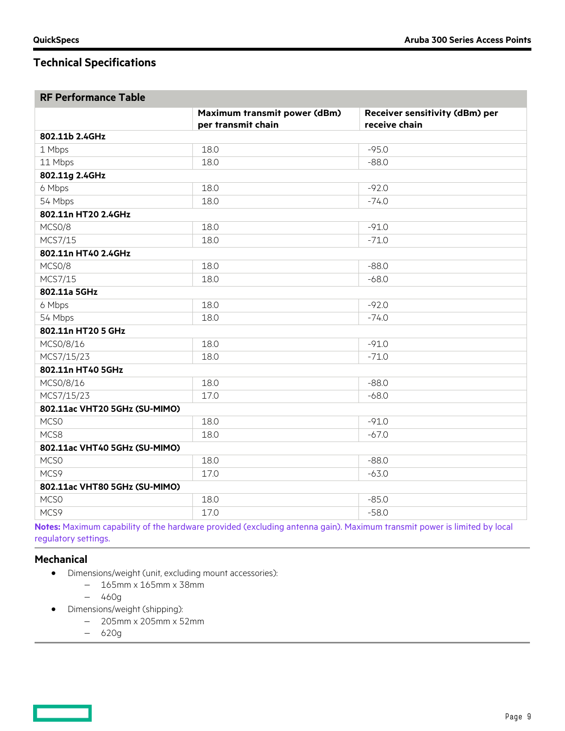## Technical Specifications

| RF Performance Table | | |
|---|---|---|
| | **Maximum transmit power (dBm) per transmit chain** | **Receiver sensitivity (dBm) per receive chain** |
| **802.11b 2.4GHz** | | |
| 1 Mbps | 18.0 | -95.0 |
| 11 Mbps | 18.0 | -88.0 |
| **802.11g 2.4GHz** | | |
| 6 Mbps | 18.0 | -92.0 |
| 54 Mbps | 18.0 | -74.0 |
| **802.11n HT20 2.4GHz** | | |
| MCS0/8 | 18.0 | -91.0 |
| MCS7/15 | 18.0 | -71.0 |
| **802.11n HT40 2.4GHz** | | |
| MCS0/8 | 18.0 | -88.0 |
| MCS7/15 | 18.0 | -68.0 |
| **802.11a 5GHz** | | |
| 6 Mbps | 18.0 | -92.0 |
| 54 Mbps | 18.0 | -74.0 |
| **802.11n HT20 5 GHz** | | |
| MCS0/8/16 | 18.0 | -91.0 |
| MCS7/15/23 | 18.0 | -71.0 |
| **802.11n HT40 5GHz** | | |
| MCS0/8/16 | 18.0 | -88.0 |
| MCS7/15/23 | 17.0 | -68.0 |
| **802.11ac VHT20 5GHz (SU-MIMO)** | | |
| MCS0 | 18.0 | -91.0 |
| MCS8 | 18.0 | -67.0 |
| **802.11ac VHT40 5GHz (SU-MIMO)** | | |
| MCS0 | 18.0 | -88.0 |
| MCS9 | 17.0 | -63.0 |
| **802.11ac VHT80 5GHz (SU-MIMO)** | | |
| MCS0 | 18.0 | -85.0 |
| MCS9 | 17.0 | -58.0 |

**Notes:** Maximum capability of the hardware provided (excluding antenna gain). Maximum transmit power is limited by local regulatory settings.

### Mechanical

- Dimensions/weight (unit, excluding mount accessories):
  - 165mm x 165mm x 38mm
  - 460g
- Dimensions/weight (shipping):
  - 205mm x 205mm x 52mm
  - 620g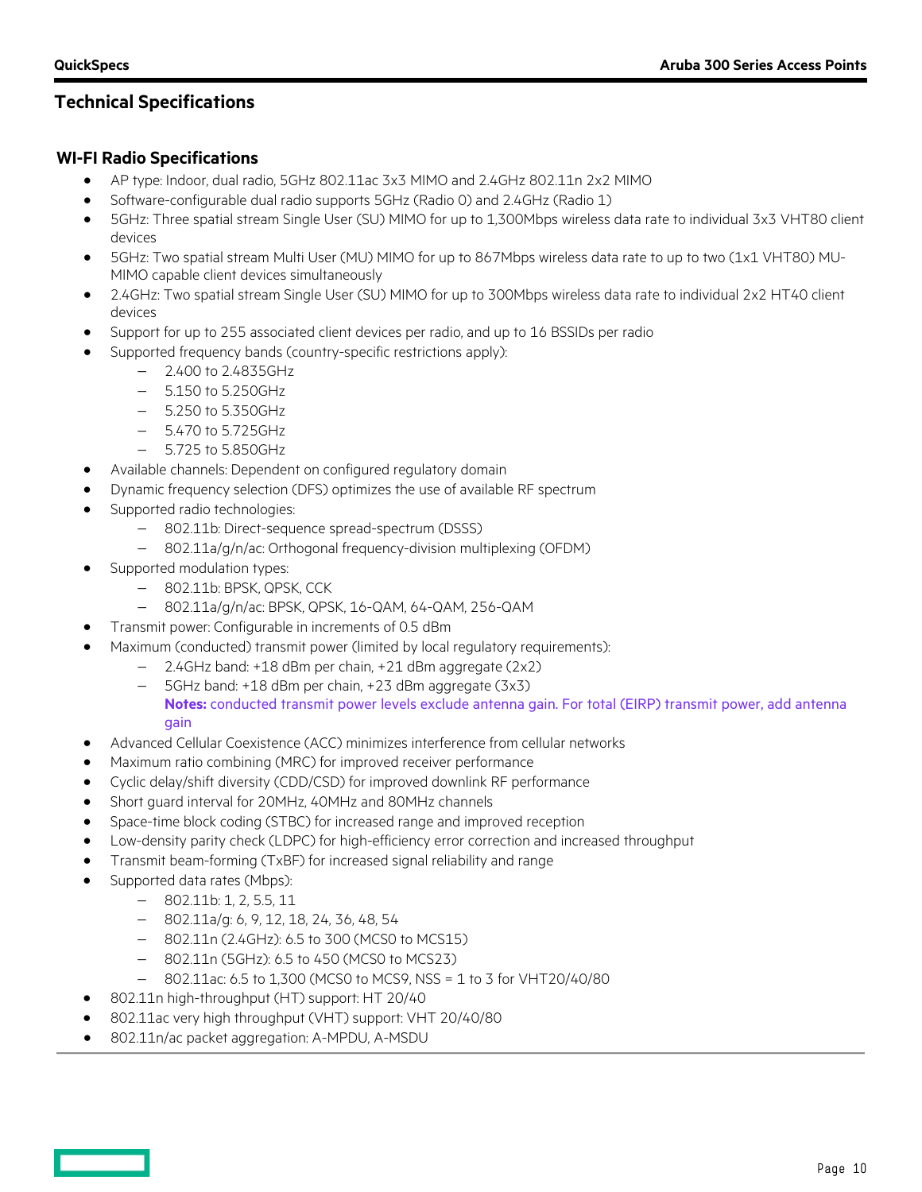## Technical Specifications

### WI-FI Radio Specifications

- AP type: Indoor, dual radio, 5GHz 802.11ac 3x3 MIMO and 2.4GHz 802.11n 2x2 MIMO
- Software-configurable dual radio supports 5GHz (Radio 0) and 2.4GHz (Radio 1)
- 5GHz: Three spatial stream Single User (SU) MIMO for up to 1,300Mbps wireless data rate to individual 3x3 VHT80 client devices
- 5GHz: Two spatial stream Multi User (MU) MIMO for up to 867Mbps wireless data rate to up to two (1x1 VHT80) MU-MIMO capable client devices simultaneously
- 2.4GHz: Two spatial stream Single User (SU) MIMO for up to 300Mbps wireless data rate to individual 2x2 HT40 client devices
- Support for up to 255 associated client devices per radio, and up to 16 BSSIDs per radio
- Supported frequency bands (country-specific restrictions apply):
  - 2.400 to 2.4835GHz
  - 5.150 to 5.250GHz
  - 5.250 to 5.350GHz
  - 5.470 to 5.725GHz
  - 5.725 to 5.850GHz
- Available channels: Dependent on configured regulatory domain
- Dynamic frequency selection (DFS) optimizes the use of available RF spectrum
- Supported radio technologies:
  - 802.11b: Direct-sequence spread-spectrum (DSSS)
  - 802.11a/g/n/ac: Orthogonal frequency-division multiplexing (OFDM)
- Supported modulation types:
  - 802.11b: BPSK, QPSK, CCK
  - 802.11a/g/n/ac: BPSK, QPSK, 16-QAM, 64-QAM, 256-QAM
- Transmit power: Configurable in increments of 0.5 dBm
- Maximum (conducted) transmit power (limited by local regulatory requirements):
  - 2.4GHz band: +18 dBm per chain, +21 dBm aggregate (2x2)
  - 5GHz band: +18 dBm per chain, +23 dBm aggregate (3x3)

    **Notes:** conducted transmit power levels exclude antenna gain. For total (EIRP) transmit power, add antenna gain
- Advanced Cellular Coexistence (ACC) minimizes interference from cellular networks
- Maximum ratio combining (MRC) for improved receiver performance
- Cyclic delay/shift diversity (CDD/CSD) for improved downlink RF performance
- Short guard interval for 20MHz, 40MHz and 80MHz channels
- Space-time block coding (STBC) for increased range and improved reception
- Low-density parity check (LDPC) for high-efficiency error correction and increased throughput
- Transmit beam-forming (TxBF) for increased signal reliability and range
- Supported data rates (Mbps):
  - 802.11b: 1, 2, 5.5, 11
  - 802.11a/g: 6, 9, 12, 18, 24, 36, 48, 54
  - 802.11n (2.4GHz): 6.5 to 300 (MCS0 to MCS15)
  - 802.11n (5GHz): 6.5 to 450 (MCS0 to MCS23)
  - 802.11ac: 6.5 to 1,300 (MCS0 to MCS9, NSS = 1 to 3 for VHT20/40/80
- 802.11n high-throughput (HT) support: HT 20/40
- 802.11ac very high throughput (VHT) support: VHT 20/40/80
- 802.11n/ac packet aggregation: A-MPDU, A-MSDU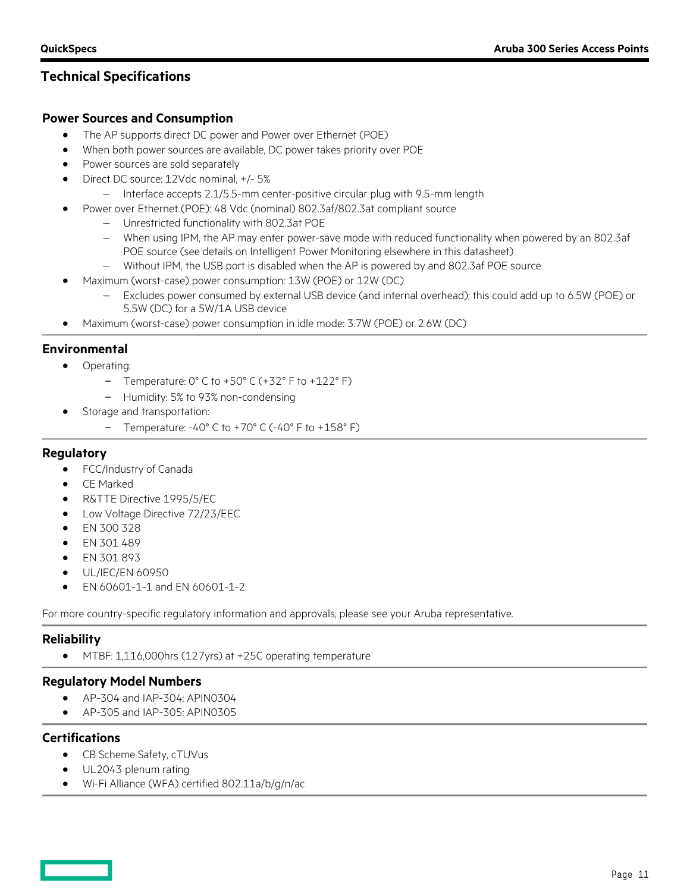## Technical Specifications

### Power Sources and Consumption

- The AP supports direct DC power and Power over Ethernet (POE)
- When both power sources are available, DC power takes priority over POE
- Power sources are sold separately
- Direct DC source: 12Vdc nominal, +/- 5%
  - Interface accepts 2.1/5.5-mm center-positive circular plug with 9.5-mm length
- Power over Ethernet (POE): 48 Vdc (nominal) 802.3af/802.3at compliant source
  - Unrestricted functionality with 802.3at POE
  - When using IPM, the AP may enter power-save mode with reduced functionality when powered by an 802.3af POE source (see details on Intelligent Power Monitoring elsewhere in this datasheet)
  - Without IPM, the USB port is disabled when the AP is powered by and 802.3af POE source
- Maximum (worst-case) power consumption: 13W (POE) or 12W (DC)
  - Excludes power consumed by external USB device (and internal overhead); this could add up to 6.5W (POE) or 5.5W (DC) for a 5W/1A USB device
- Maximum (worst-case) power consumption in idle mode: 3.7W (POE) or 2.6W (DC)

### Environmental

- Operating:
  - Temperature: 0° C to +50° C (+32° F to +122° F)
  - Humidity: 5% to 93% non-condensing
- Storage and transportation:
  - Temperature: -40° C to +70° C (-40° F to +158° F)

### Regulatory

- FCC/Industry of Canada
- CE Marked
- R&TTE Directive 1995/5/EC
- Low Voltage Directive 72/23/EEC
- EN 300 328
- EN 301 489
- EN 301 893
- UL/IEC/EN 60950
- EN 60601-1-1 and EN 60601-1-2

For more country-specific regulatory information and approvals, please see your Aruba representative.

### Reliability

- MTBF: 1,116,000hrs (127yrs) at +25C operating temperature

### Regulatory Model Numbers

- AP-304 and IAP-304: APIN0304
- AP-305 and IAP-305: APIN0305

### Certifications

- CB Scheme Safety, cTUVus
- UL2043 plenum rating
- Wi-Fi Alliance (WFA) certified 802.11a/b/g/n/ac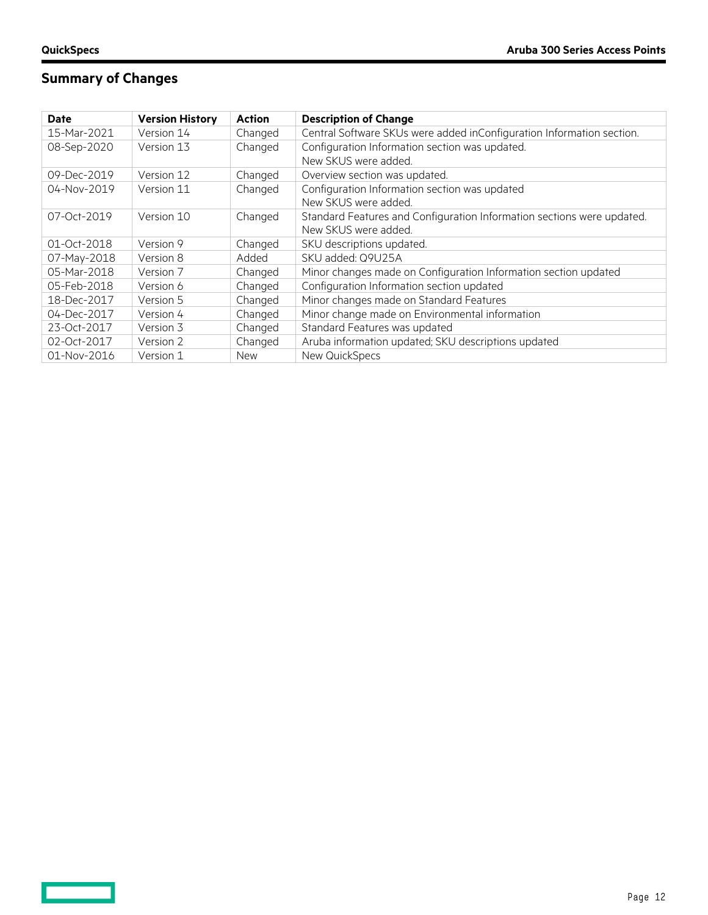## Summary of Changes

| Date | Version History | Action | Description of Change |
| --- | --- | --- | --- |
| 15-Mar-2021 | Version 14 | Changed | Central Software SKUs were added inConfiguration Information section. |
| 08-Sep-2020 | Version 13 | Changed | Configuration Information section was updated.<br>New SKUS were added. |
| 09-Dec-2019 | Version 12 | Changed | Overview section was updated. |
| 04-Nov-2019 | Version 11 | Changed | Configuration Information section was updated<br>New SKUS were added. |
| 07-Oct-2019 | Version 10 | Changed | Standard Features and Configuration Information sections were updated.<br>New SKUS were added. |
| 01-Oct-2018 | Version 9 | Changed | SKU descriptions updated. |
| 07-May-2018 | Version 8 | Added | SKU added: Q9U25A |
| 05-Mar-2018 | Version 7 | Changed | Minor changes made on Configuration Information section updated |
| 05-Feb-2018 | Version 6 | Changed | Configuration Information section updated |
| 18-Dec-2017 | Version 5 | Changed | Minor changes made on Standard Features |
| 04-Dec-2017 | Version 4 | Changed | Minor change made on Environmental information |
| 23-Oct-2017 | Version 3 | Changed | Standard Features was updated |
| 02-Oct-2017 | Version 2 | Changed | Aruba information updated; SKU descriptions updated |
| 01-Nov-2016 | Version 1 | New | New QuickSpecs |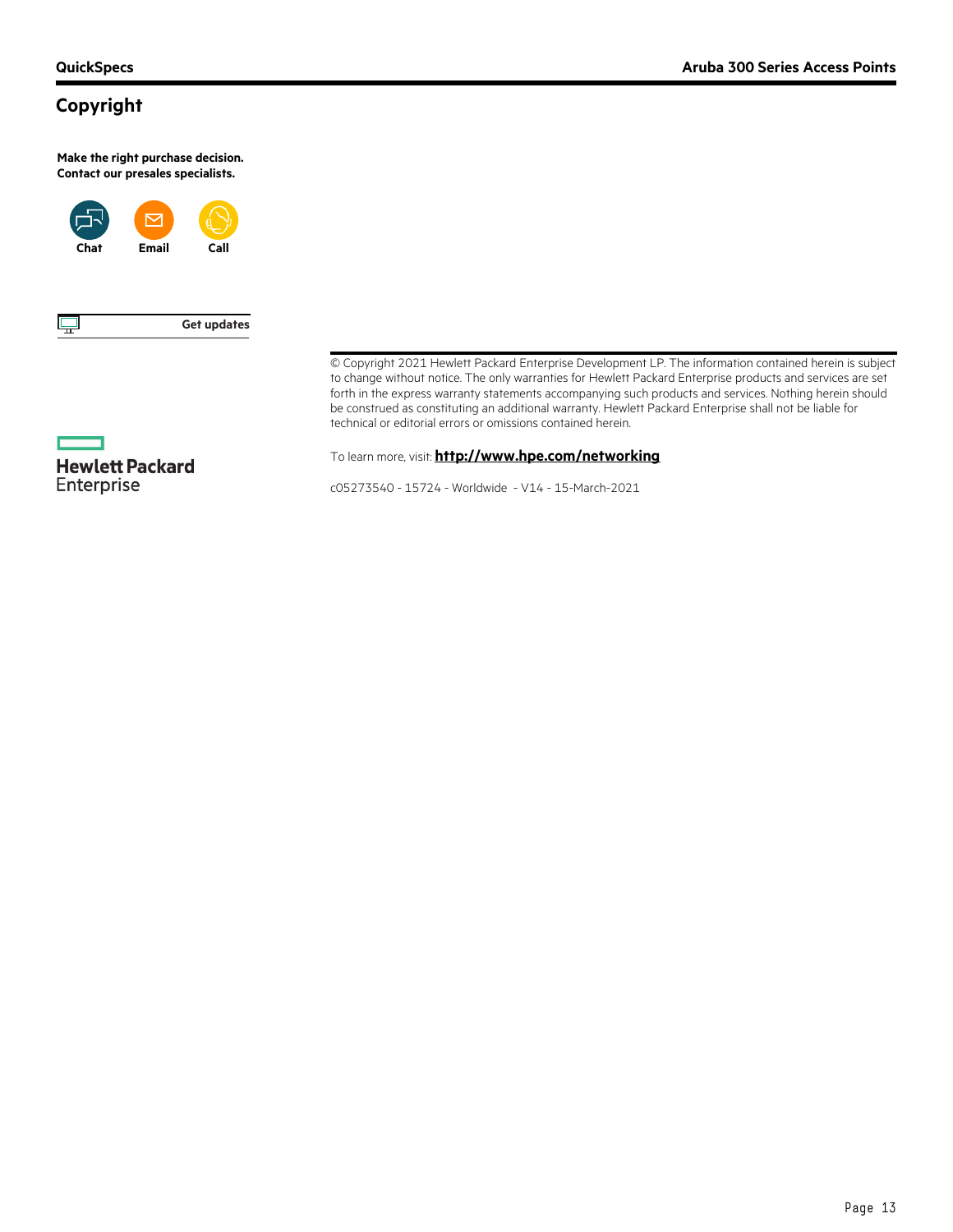## Copyright

**Make the right purchase decision.**
**Contact our presales specialists.**

Chat Email Call

Get updates

Hewlett Packard Enterprise

© Copyright 2021 Hewlett Packard Enterprise Development LP. The information contained herein is subject to change without notice. The only warranties for Hewlett Packard Enterprise products and services are set forth in the express warranty statements accompanying such products and services. Nothing herein should be construed as constituting an additional warranty. Hewlett Packard Enterprise shall not be liable for technical or editorial errors or omissions contained herein.

To learn more, visit: **http://www.hpe.com/networking**

c05273540 - 15724 - Worldwide - V14 - 15-March-2021